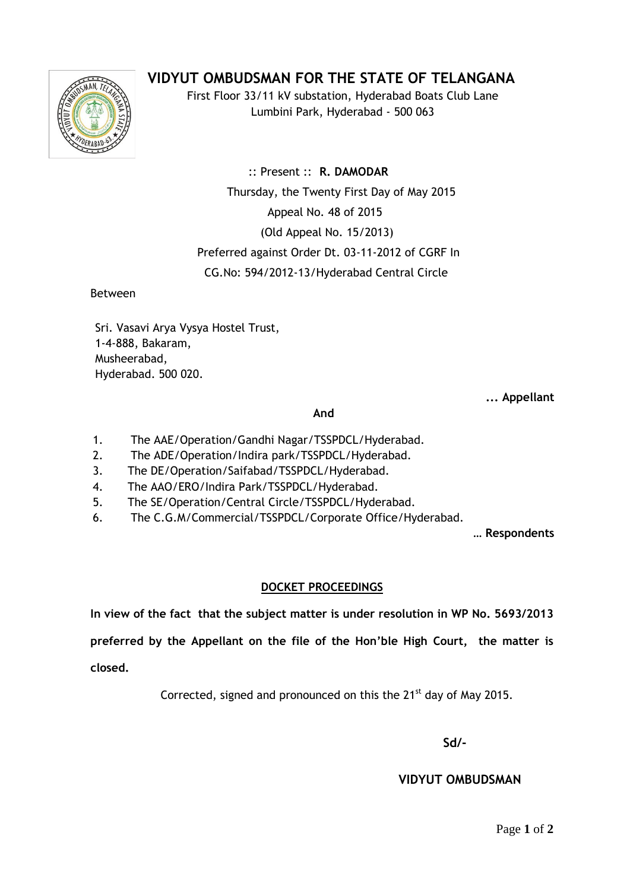# VIDYUT OMBUDSMAN FOR THE STATE OF TELANGANA

First Floor 33/11 kV substation, Hyderabad Boats Club Lane
Lumbini Park, Hyderabad - 500 063

:: Present :: **R. DAMODAR**

Thursday, the Twenty First Day of May 2015

Appeal No. 48 of 2015

(Old Appeal No. 15/2013)

Preferred against Order Dt. 03-11-2012 of CGRF In

CG.No: 594/2012-13/Hyderabad Central Circle

Between

Sri. Vasavi Arya Vysya Hostel Trust,
1-4-888, Bakaram,
Musheerabad,
Hyderabad. 500 020.

**... Appellant**

**And**

1. The AAE/Operation/Gandhi Nagar/TSSPDCL/Hyderabad.
2. The ADE/Operation/Indira park/TSSPDCL/Hyderabad.
3. The DE/Operation/Saifabad/TSSPDCL/Hyderabad.
4. The AAO/ERO/Indira Park/TSSPDCL/Hyderabad.
5. The SE/Operation/Central Circle/TSSPDCL/Hyderabad.
6. The C.G.M/Commercial/TSSPDCL/Corporate Office/Hyderabad.

**… Respondents**

**DOCKET PROCEEDINGS**

**In view of the fact that the subject matter is under resolution in WP No. 5693/2013 preferred by the Appellant on the file of the Hon'ble High Court, the matter is closed.**

Corrected, signed and pronounced on this the 21st day of May 2015.

**Sd/-**

**VIDYUT OMBUDSMAN**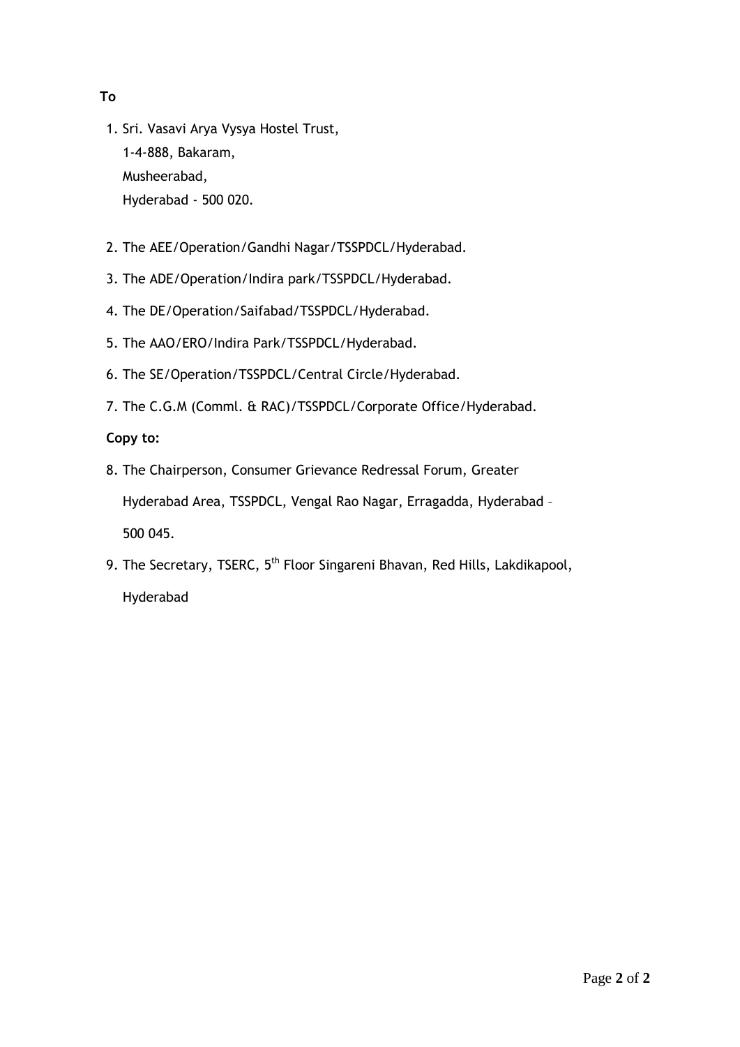**To**

1. Sri. Vasavi Arya Vysya Hostel Trust,
   1-4-888, Bakaram,
   Musheerabad,
   Hyderabad - 500 020.

2. The AEE/Operation/Gandhi Nagar/TSSPDCL/Hyderabad.
3. The ADE/Operation/Indira park/TSSPDCL/Hyderabad.
4. The DE/Operation/Saifabad/TSSPDCL/Hyderabad.
5. The AAO/ERO/Indira Park/TSSPDCL/Hyderabad.
6. The SE/Operation/TSSPDCL/Central Circle/Hyderabad.
7. The C.G.M (Comml. & RAC)/TSSPDCL/Corporate Office/Hyderabad.

**Copy to:**

8. The Chairperson, Consumer Grievance Redressal Forum, Greater Hyderabad Area, TSSPDCL, Vengal Rao Nagar, Erragadda, Hyderabad – 500 045.
9. The Secretary, TSERC, 5th Floor Singareni Bhavan, Red Hills, Lakdikapool, Hyderabad